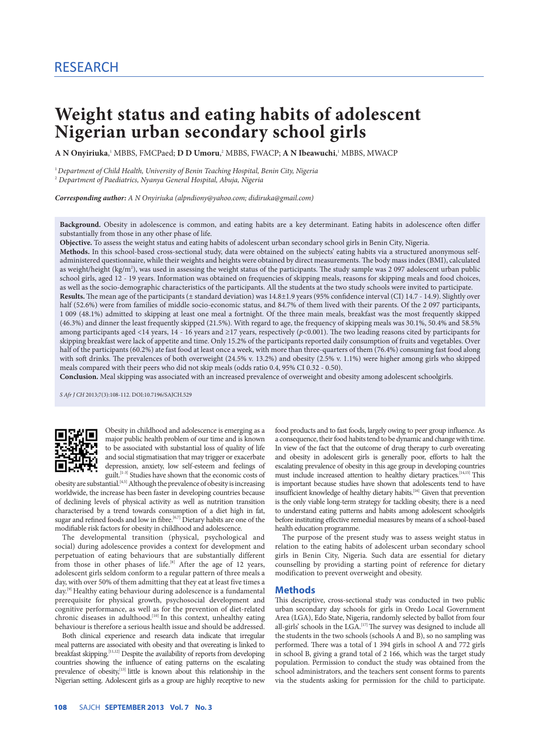RESEARCH

# Weight status and eating habits of adolescent Nigerian urban secondary school girls

**A N Onyiriuka**,[1] MBBS, FMCPaed; **D D Umoru**,[2] MBBS, FWACP; **A N Ibeawuchi**,[1] MBBS, MWACP

[1] *Department of Child Health, University of Benin Teaching Hospital, Benin City, Nigeria*
[2] *Department of Paediatrics, Nyanya General Hospital, Abuja, Nigeria*

***Corresponding author:*** *A N Onyiriuka (alpndiony@yahoo.com; didiruka@gmail.com)*

**Background.** Obesity in adolescence is common, and eating habits are a key determinant. Eating habits in adolescence often differ substantially from those in any other phase of life.

**Objective.** To assess the weight status and eating habits of adolescent urban secondary school girls in Benin City, Nigeria.

**Methods.** In this school-based cross-sectional study, data were obtained on the subjects' eating habits via a structured anonymous self-administered questionnaire, while their weights and heights were obtained by direct measurements. The body mass index (BMI), calculated as weight/height (kg/m$^2$), was used in assessing the weight status of the participants. The study sample was 2 097 adolescent urban public school girls, aged 12 - 19 years. Information was obtained on frequencies of skipping meals, reasons for skipping meals and food choices, as well as the socio-demographic characteristics of the participants. All the students at the two study schools were invited to participate.

**Results.** The mean age of the participants (± standard deviation) was 14.8±1.9 years (95% confidence interval (CI) 14.7 - 14.9). Slightly over half (52.6%) were from families of middle socio-economic status, and 84.7% of them lived with their parents. Of the 2 097 participants, 1 009 (48.1%) admitted to skipping at least one meal a fortnight. Of the three main meals, breakfast was the most frequently skipped (46.3%) and dinner the least frequently skipped (21.5%). With regard to age, the frequency of skipping meals was 30.1%, 50.4% and 58.5% among participants aged <14 years, 14 - 16 years and ≥17 years, respectively ($p<0.001$). The two leading reasons cited by participants for skipping breakfast were lack of appetite and time constraint. Only 15.2% of the participants reported daily consumption of fruits and vegetables. Over half of the participants (60.2%) ate fast food at least once a week, with more than three-quarters of them (76.4%) consuming fast food along with soft drinks. The prevalences of both overweight (24.5% v. 13.2%) and obesity (2.5% v. 1.1%) were higher among girls who skipped meals compared with their peers who did not skip meals (odds ratio 0.4, 95% CI 0.32 - 0.50).

**Conclusion.** Meal skipping was associated with an increased prevalence of overweight and obesity among adolescent schoolgirls.

*S Afr J CH* 2013;7(3):108-112. DOI:10.7196/SAJCH.529

Obesity in childhood and adolescence is emerging as a major public health problem of our time and is known to be associated with substantial loss of quality of life and social stigmatisation that may trigger or exacerbate depression, anxiety, low self-esteem and feelings of guilt.[1-3] Studies have shown that the economic costs of obesity are substantial.[4,5] Although the prevalence of obesity is increasing worldwide, the increase has been faster in developing countries because of declining levels of physical activity as well as nutrition transition characterised by a trend towards consumption of a diet high in fat, sugar and refined foods and low in fibre.[6,7] Dietary habits are one of the modifiable risk factors for obesity in childhood and adolescence.

The developmental transition (physical, psychological and social) during adolescence provides a context for development and perpetuation of eating behaviours that are substantially different from those in other phases of life.[8] After the age of 12 years, adolescent girls seldom conform to a regular pattern of three meals a day, with over 50% of them admitting that they eat at least five times a day.[9] Healthy eating behaviour during adolescence is a fundamental prerequisite for physical growth, psychosocial development and cognitive performance, as well as for the prevention of diet-related chronic diseases in adulthood.[10] In this context, unhealthy eating behaviour is therefore a serious health issue and should be addressed.

Both clinical experience and research data indicate that irregular meal patterns are associated with obesity and that overeating is linked to breakfast skipping.[11,12] Despite the availability of reports from developing countries showing the influence of eating patterns on the escalating prevalence of obesity,[13] little is known about this relationship in the Nigerian setting. Adolescent girls as a group are highly receptive to new food products and to fast foods, largely owing to peer group influence. As a consequence, their food habits tend to be dynamic and change with time. In view of the fact that the outcome of drug therapy to curb overeating and obesity in adolescent girls is generally poor, efforts to halt the escalating prevalence of obesity in this age group in developing countries must include increased attention to healthy dietary practices.[14,15] This is important because studies have shown that adolescents tend to have insufficient knowledge of healthy dietary habits.[16] Given that prevention is the only viable long-term strategy for tackling obesity, there is a need to understand eating patterns and habits among adolescent schoolgirls before instituting effective remedial measures by means of a school-based health education programme.

The purpose of the present study was to assess weight status in relation to the eating habits of adolescent urban secondary school girls in Benin City, Nigeria. Such data are essential for dietary counselling by providing a starting point of reference for dietary modification to prevent overweight and obesity.

## Methods

This descriptive, cross-sectional study was conducted in two public urban secondary day schools for girls in Oredo Local Government Area (LGA), Edo State, Nigeria, randomly selected by ballot from four all-girls' schools in the LGA.[17] The survey was designed to include all the students in the two schools (schools A and B), so no sampling was performed. There was a total of 1 394 girls in school A and 772 girls in school B, giving a grand total of 2 166, which was the target study population. Permission to conduct the study was obtained from the school administrators, and the teachers sent consent forms to parents via the students asking for permission for the child to participate.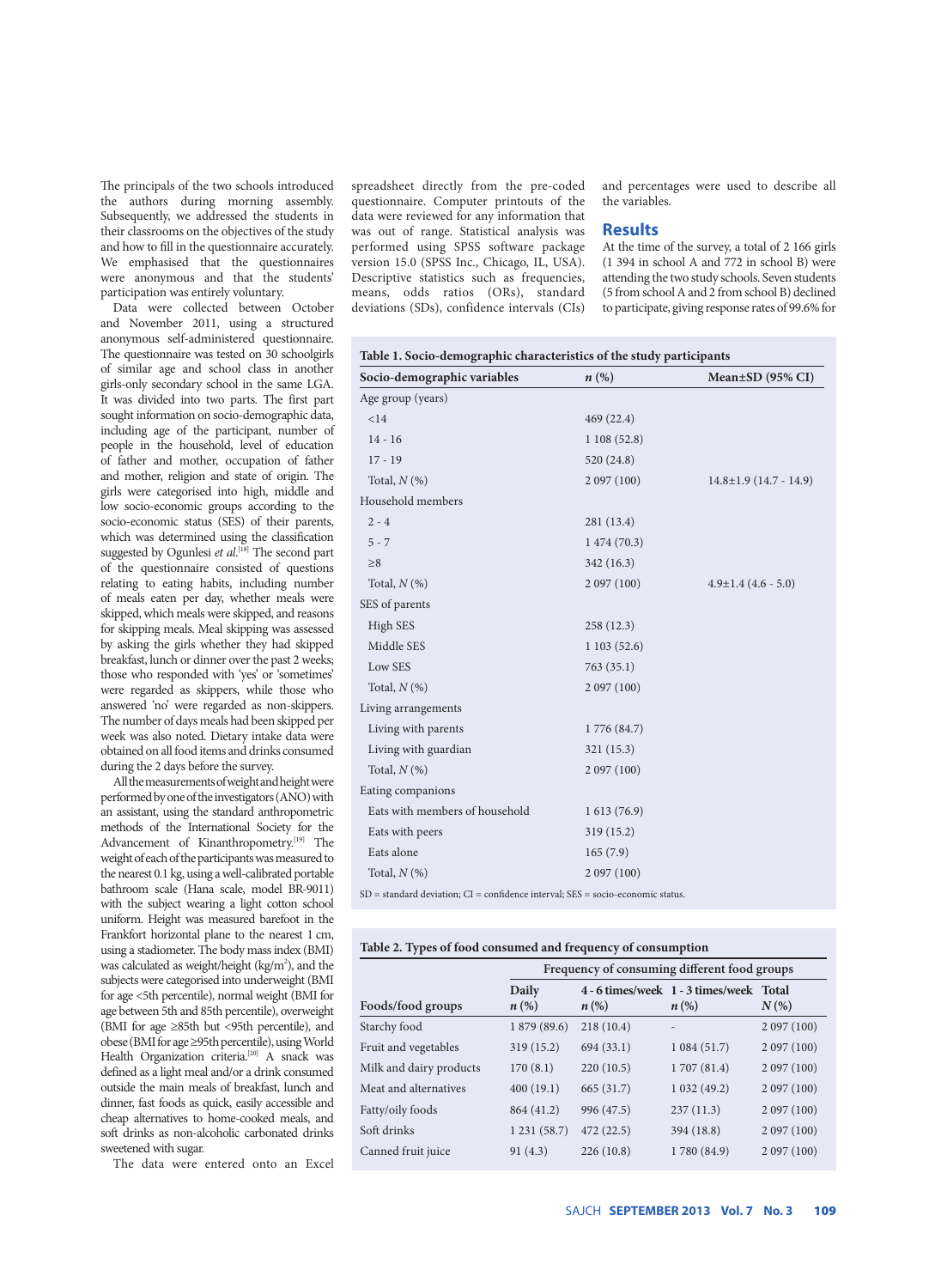The principals of the two schools introduced the authors during morning assembly. Subsequently, we addressed the students in their classrooms on the objectives of the study and how to fill in the questionnaire accurately. We emphasised that the questionnaires were anonymous and that the students' participation was entirely voluntary.

Data were collected between October and November 2011, using a structured anonymous self-administered questionnaire. The questionnaire was tested on 30 schoolgirls of similar age and school class in another girls-only secondary school in the same LGA. It was divided into two parts. The first part sought information on socio-demographic data, including age of the participant, number of people in the household, level of education of father and mother, occupation of father and mother, religion and state of origin. The girls were categorised into high, middle and low socio-economic groups according to the socio-economic status (SES) of their parents, which was determined using the classification suggested by Ogunlesi *et al.*[18] The second part of the questionnaire consisted of questions relating to eating habits, including number of meals eaten per day, whether meals were skipped, which meals were skipped, and reasons for skipping meals. Meal skipping was assessed by asking the girls whether they had skipped breakfast, lunch or dinner over the past 2 weeks; those who responded with 'yes' or 'sometimes' were regarded as skippers, while those who answered 'no' were regarded as non-skippers. The number of days meals had been skipped per week was also noted. Dietary intake data were obtained on all food items and drinks consumed during the 2 days before the survey.

All the measurements of weight and height were performed by one of the investigators (ANO) with an assistant, using the standard anthropometric methods of the International Society for the Advancement of Kinanthropometry.[19] The weight of each of the participants was measured to the nearest 0.1 kg, using a well-calibrated portable bathroom scale (Hana scale, model BR-9011) with the subject wearing a light cotton school uniform. Height was measured barefoot in the Frankfort horizontal plane to the nearest 1 cm, using a stadiometer. The body mass index (BMI) was calculated as weight/height (kg/m$^2$), and the subjects were categorised into underweight (BMI for age <5th percentile), normal weight (BMI for age between 5th and 85th percentile), overweight (BMI for age ≥85th but <95th percentile), and obese (BMI for age ≥95th percentile), using World Health Organization criteria.[20] A snack was defined as a light meal and/or a drink consumed outside the main meals of breakfast, lunch and dinner, fast foods as quick, easily accessible and cheap alternatives to home-cooked meals, and soft drinks as non-alcoholic carbonated drinks sweetened with sugar.

The data were entered onto an Excel spreadsheet directly from the pre-coded questionnaire. Computer printouts of the data were reviewed for any information that was out of range. Statistical analysis was performed using SPSS software package version 15.0 (SPSS Inc., Chicago, IL, USA). Descriptive statistics such as frequencies, means, odds ratios (ORs), standard deviations (SDs), confidence intervals (CIs) and percentages were used to describe all the variables.

## Results

At the time of the survey, a total of 2 166 girls (1 394 in school A and 772 in school B) were attending the two study schools. Seven students (5 from school A and 2 from school B) declined to participate, giving response rates of 99.6% for

**Table 1. Socio-demographic characteristics of the study participants**

| Socio-demographic variables | *n* (%) | Mean±SD (95% CI) |
|---|---|---|
| Age group (years) | | |
| <14 | 469 (22.4) | |
| 14 - 16 | 1 108 (52.8) | |
| 17 - 19 | 520 (24.8) | |
| Total, *N* (%) | 2 097 (100) | 14.8±1.9 (14.7 - 14.9) |
| Household members | | |
| 2 - 4 | 281 (13.4) | |
| 5 - 7 | 1 474 (70.3) | |
| ≥8 | 342 (16.3) | |
| Total, *N* (%) | 2 097 (100) | 4.9±1.4 (4.6 - 5.0) |
| SES of parents | | |
| High SES | 258 (12.3) | |
| Middle SES | 1 103 (52.6) | |
| Low SES | 763 (35.1) | |
| Total, *N* (%) | 2 097 (100) | |
| Living arrangements | | |
| Living with parents | 1 776 (84.7) | |
| Living with guardian | 321 (15.3) | |
| Total, *N* (%) | 2 097 (100) | |
| Eating companions | | |
| Eats with members of household | 1 613 (76.9) | |
| Eats with peers | 319 (15.2) | |
| Eats alone | 165 (7.9) | |
| Total, *N* (%) | 2 097 (100) | |

SD = standard deviation; CI = confidence interval; SES = socio-economic status.

**Table 2. Types of food consumed and frequency of consumption**

| | Frequency of consuming different food groups | | | |
|---|---|---|---|---|
| Foods/food groups | Daily *n* (%) | 4 - 6 times/week *n* (%) | 1 - 3 times/week *n* (%) | Total *N* (%) |
| Starchy food | 1 879 (89.6) | 218 (10.4) | - | 2 097 (100) |
| Fruit and vegetables | 319 (15.2) | 694 (33.1) | 1 084 (51.7) | 2 097 (100) |
| Milk and dairy products | 170 (8.1) | 220 (10.5) | 1 707 (81.4) | 2 097 (100) |
| Meat and alternatives | 400 (19.1) | 665 (31.7) | 1 032 (49.2) | 2 097 (100) |
| Fatty/oily foods | 864 (41.2) | 996 (47.5) | 237 (11.3) | 2 097 (100) |
| Soft drinks | 1 231 (58.7) | 472 (22.5) | 394 (18.8) | 2 097 (100) |
| Canned fruit juice | 91 (4.3) | 226 (10.8) | 1 780 (84.9) | 2 097 (100) |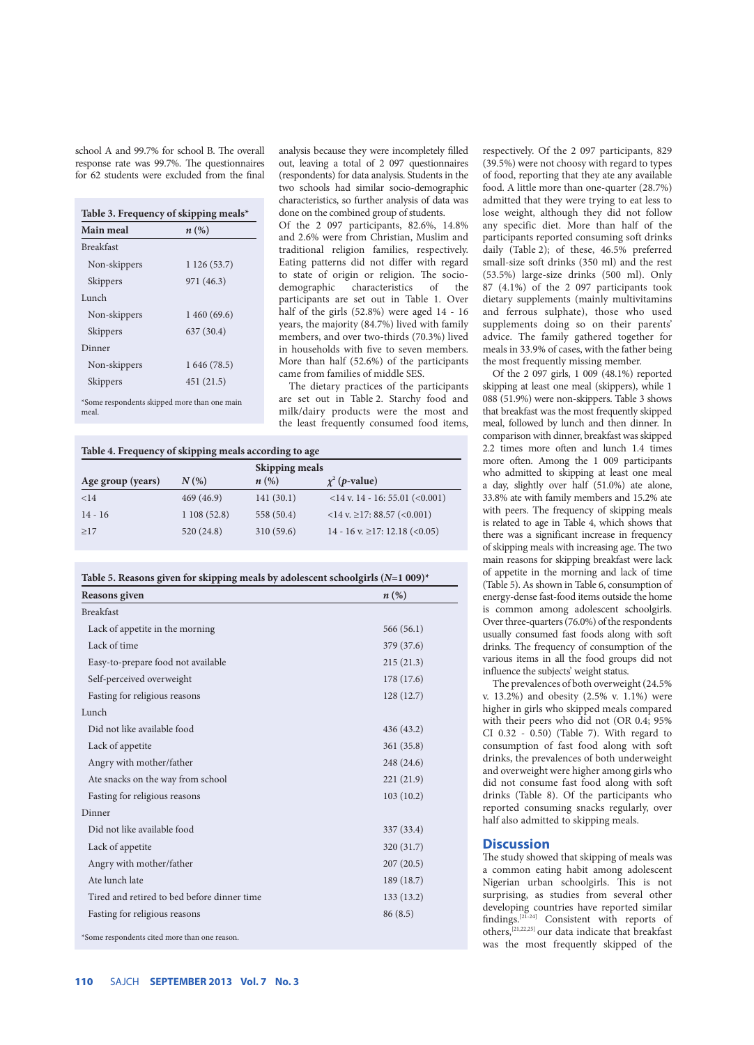school A and 99.7% for school B. The overall response rate was 99.7%. The questionnaires for 62 students were excluded from the final analysis because they were incompletely filled out, leaving a total of 2 097 questionnaires (respondents) for data analysis. Students in the two schools had similar socio-demographic characteristics, so further analysis of data was done on the combined group of students.

Of the 2 097 participants, 82.6%, 14.8% and 2.6% were from Christian, Muslim and traditional religion families, respectively. Eating patterns did not differ with regard to state of origin or religion. The socio-demographic characteristics of the participants are set out in Table 1. Over half of the girls (52.8%) were aged 14 - 16 years, the majority (84.7%) lived with family members, and over two-thirds (70.3%) lived in households with five to seven members. More than half (52.6%) of the participants came from families of middle SES.

The dietary practices of the participants are set out in Table 2. Starchy food and milk/dairy products were the most and the least frequently consumed food items, respectively. Of the 2 097 participants, 829 (39.5%) were not choosy with regard to types of food, reporting that they ate any available food. A little more than one-quarter (28.7%) admitted that they were trying to eat less to lose weight, although they did not follow any specific diet. More than half of the participants reported consuming soft drinks daily (Table 2); of these, 46.5% preferred small-size soft drinks (350 ml) and the rest (53.5%) large-size drinks (500 ml). Only 87 (4.1%) of the 2 097 participants took dietary supplements (mainly multivitamins and ferrous sulphate), those who used supplements doing so on their parents' advice. The family gathered together for meals in 33.9% of cases, with the father being the most frequently missing member.

**Table 3. Frequency of skipping meals***

| Main meal | *n* (%) |
|---|---|
| Breakfast | |
| Non-skippers | 1 126 (53.7) |
| Skippers | 971 (46.3) |
| Lunch | |
| Non-skippers | 1 460 (69.6) |
| Skippers | 637 (30.4) |
| Dinner | |
| Non-skippers | 1 646 (78.5) |
| Skippers | 451 (21.5) |

*Some respondents skipped more than one main meal.

Of the 2 097 girls, 1 009 (48.1%) reported skipping at least one meal (skippers), while 1 088 (51.9%) were non-skippers. Table 3 shows that breakfast was the most frequently skipped meal, followed by lunch and then dinner. In comparison with dinner, breakfast was skipped 2.2 times more often and lunch 1.4 times more often. Among the 1 009 participants who admitted to skipping at least one meal a day, slightly over half (51.0%) ate alone, 33.8% ate with family members and 15.2% ate with peers. The frequency of skipping meals is related to age in Table 4, which shows that there was a significant increase in frequency of skipping meals with increasing age. The two main reasons for skipping breakfast were lack of appetite in the morning and lack of time (Table 5). As shown in Table 6, consumption of energy-dense fast-food items outside the home is common among adolescent schoolgirls. Over three-quarters (76.0%) of the respondents usually consumed fast foods along with soft drinks. The frequency of consumption of the various items in all the food groups did not influence the subjects' weight status.

**Table 4. Frequency of skipping meals according to age**

| Age group (years) | *N* (%) | Skipping meals *n* (%) | $\chi^2$ (*p*-value) |
|---|---|---|---|
| <14 | 469 (46.9) | 141 (30.1) | <14 v. 14 - 16: 55.01 (<0.001) |
| 14 - 16 | 1 108 (52.8) | 558 (50.4) | <14 v. ≥17: 88.57 (<0.001) |
| ≥17 | 520 (24.8) | 310 (59.6) | 14 - 16 v. ≥17: 12.18 (<0.05) |

**Table 5. Reasons given for skipping meals by adolescent schoolgirls (*N*=1 009)***

| Reasons given | *n* (%) |
|---|---|
| Breakfast | |
| Lack of appetite in the morning | 566 (56.1) |
| Lack of time | 379 (37.6) |
| Easy-to-prepare food not available | 215 (21.3) |
| Self-perceived overweight | 178 (17.6) |
| Fasting for religious reasons | 128 (12.7) |
| Lunch | |
| Did not like available food | 436 (43.2) |
| Lack of appetite | 361 (35.8) |
| Angry with mother/father | 248 (24.6) |
| Ate snacks on the way from school | 221 (21.9) |
| Fasting for religious reasons | 103 (10.2) |
| Dinner | |
| Did not like available food | 337 (33.4) |
| Lack of appetite | 320 (31.7) |
| Angry with mother/father | 207 (20.5) |
| Ate lunch late | 189 (18.7) |
| Tired and retired to bed before dinner time | 133 (13.2) |
| Fasting for religious reasons | 86 (8.5) |

*Some respondents cited more than one reason.

The prevalences of both overweight (24.5% v. 13.2%) and obesity (2.5% v. 1.1%) were higher in girls who skipped meals compared with their peers who did not (OR 0.4; 95% CI 0.32 - 0.50) (Table 7). With regard to consumption of fast food along with soft drinks, the prevalences of both underweight and overweight were higher among girls who did not consume fast food along with soft drinks (Table 8). Of the participants who reported consuming snacks regularly, over half also admitted to skipping meals.

## Discussion

The study showed that skipping of meals was a common eating habit among adolescent Nigerian urban schoolgirls. This is not surprising, as studies from several other developing countries have reported similar findings.[21-24] Consistent with reports of others,[21,22,25] our data indicate that breakfast was the most frequently skipped of the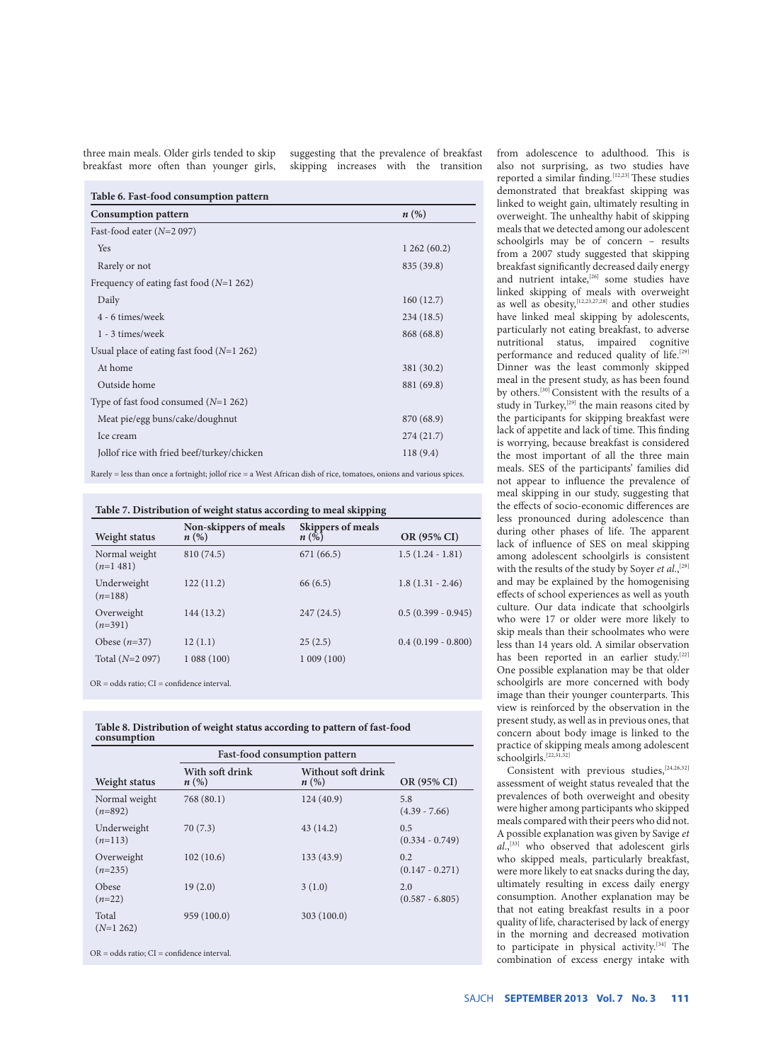three main meals. Older girls tended to skip breakfast more often than younger girls, suggesting that the prevalence of breakfast skipping increases with the transition from adolescence to adulthood. This is also not surprising, as two studies have reported a similar finding.[12,23] These studies demonstrated that breakfast skipping was linked to weight gain, ultimately resulting in overweight. The unhealthy habit of skipping meals that we detected among our adolescent schoolgirls may be of concern – results from a 2007 study suggested that skipping breakfast significantly decreased daily energy and nutrient intake,[26] some studies have linked skipping of meals with overweight as well as obesity,[12,23,27,28] and other studies have linked meal skipping by adolescents, particularly not eating breakfast, to adverse nutritional status, impaired cognitive performance and reduced quality of life.[29] Dinner was the least commonly skipped meal in the present study, as has been found by others.[30] Consistent with the results of a study in Turkey,[29] the main reasons cited by the participants for skipping breakfast were lack of appetite and lack of time. This finding is worrying, because breakfast is considered the most important of all the three main meals. SES of the participants' families did not appear to influence the prevalence of meal skipping in our study, suggesting that the effects of socio-economic differences are less pronounced during adolescence than during other phases of life. The apparent lack of influence of SES on meal skipping among adolescent schoolgirls is consistent with the results of the study by Soyer *et al.*,[29] and may be explained by the homogenising effects of school experiences as well as youth culture. Our data indicate that schoolgirls who were 17 or older were more likely to skip meals than their schoolmates who were less than 14 years old. A similar observation has been reported in an earlier study.[22] One possible explanation may be that older schoolgirls are more concerned with body image than their younger counterparts. This view is reinforced by the observation in the present study, as well as in previous ones, that concern about body image is linked to the practice of skipping meals among adolescent schoolgirls.[22,31,32]

Consistent with previous studies,[24,26,32] assessment of weight status revealed that the prevalences of both overweight and obesity were higher among participants who skipped meals compared with their peers who did not. A possible explanation was given by Savige *et al.*,[33] who observed that adolescent girls who skipped meals, particularly breakfast, were more likely to eat snacks during the day, ultimately resulting in excess daily energy consumption. Another explanation may be that not eating breakfast results in a poor quality of life, characterised by lack of energy in the morning and decreased motivation to participate in physical activity.[34] The combination of excess energy intake with

**Table 6. Fast-food consumption pattern**

| Consumption pattern | *n* (%) |
|---|---|
| Fast-food eater (*N*=2 097) | |
| Yes | 1 262 (60.2) |
| Rarely or not | 835 (39.8) |
| Frequency of eating fast food (*N*=1 262) | |
| Daily | 160 (12.7) |
| 4 - 6 times/week | 234 (18.5) |
| 1 - 3 times/week | 868 (68.8) |
| Usual place of eating fast food (*N*=1 262) | |
| At home | 381 (30.2) |
| Outside home | 881 (69.8) |
| Type of fast food consumed (*N*=1 262) | |
| Meat pie/egg buns/cake/doughnut | 870 (68.9) |
| Ice cream | 274 (21.7) |
| Jollof rice with fried beef/turkey/chicken | 118 (9.4) |

Rarely = less than once a fortnight; jollof rice = a West African dish of rice, tomatoes, onions and various spices.

**Table 7. Distribution of weight status according to meal skipping**

| Weight status | Non-skippers of meals *n* (%) | Skippers of meals *n* (%) | OR (95% CI) |
|---|---|---|---|
| Normal weight (*n*=1 481) | 810 (74.5) | 671 (66.5) | 1.5 (1.24 - 1.81) |
| Underweight (*n*=188) | 122 (11.2) | 66 (6.5) | 1.8 (1.31 - 2.46) |
| Overweight (*n*=391) | 144 (13.2) | 247 (24.5) | 0.5 (0.399 - 0.945) |
| Obese (*n*=37) | 12 (1.1) | 25 (2.5) | 0.4 (0.199 - 0.800) |
| Total (*N*=2 097) | 1 088 (100) | 1 009 (100) | |

OR = odds ratio; CI = confidence interval.

**Table 8. Distribution of weight status according to pattern of fast-food consumption**

| | Fast-food consumption pattern | | |
|---|---|---|---|
| Weight status | With soft drink *n* (%) | Without soft drink *n* (%) | OR (95% CI) |
| Normal weight (*n*=892) | 768 (80.1) | 124 (40.9) | 5.8 (4.39 - 7.66) |
| Underweight (*n*=113) | 70 (7.3) | 43 (14.2) | 0.5 (0.334 - 0.749) |
| Overweight (*n*=235) | 102 (10.6) | 133 (43.9) | 0.2 (0.147 - 0.271) |
| Obese (*n*=22) | 19 (2.0) | 3 (1.0) | 2.0 (0.587 - 6.805) |
| Total (*N*=1 262) | 959 (100.0) | 303 (100.0) | |

OR = odds ratio; CI = confidence interval.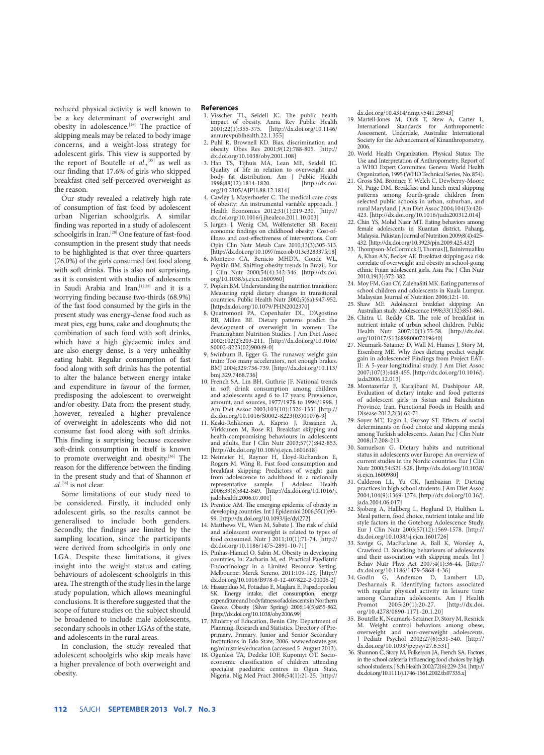reduced physical activity is well known to be a key determinant of overweight and obesity in adolescence.[16] The practice of skipping meals may be related to body image concerns, and a weight-loss strategy for adolescent girls. This view is supported by the report of Boutelle *et al*.,[35] as well as our finding that 17.6% of girls who skipped breakfast cited self-perceived overweight as the reason.

Our study revealed a relatively high rate of consumption of fast food by adolescent urban Nigerian schoolgirls. A similar finding was reported in a study of adolescent schoolgirls in Iran.[28] One feature of fast-food consumption in the present study that needs to be highlighted is that over three-quarters (76.0%) of the girls consumed fast food along with soft drinks. This is also not surprising, as it is consistent with studies of adolescents in Saudi Arabia and Iran,[12,28] and it is a worrying finding because two-thirds (68.9%) of the fast food consumed by the girls in the present study was energy-dense food such as meat pies, egg buns, cake and doughnuts; the combination of such food with soft drinks, which have a high glycaemic index and are also energy dense, is a very unhealthy eating habit. Regular consumption of fast food along with soft drinks has the potential to alter the balance between energy intake and expenditure in favour of the former, predisposing the adolescent to overweight and/or obesity. Data from the present study, however, revealed a higher prevalence of overweight in adolescents who did not consume fast food along with soft drinks. This finding is surprising because excessive soft-drink consumption in itself is known to promote overweight and obesity.[36] The reason for the difference between the finding in the present study and that of Shannon *et al*.[36] is not clear.

Some limitations of our study need to be considered. Firstly, it included only adolescent girls, so the results cannot be generalised to include both genders. Secondly, the findings are limited by the sampling location, since the participants were derived from schoolgirls in only one LGA. Despite these limitations, it gives insight into the weight status and eating behaviours of adolescent schoolgirls in this area. The strength of the study lies in the large study population, which allows meaningful conclusions. It is therefore suggested that the scope of future studies on the subject should be broadened to include male adolescents, secondary schools in other LGAs of the state, and adolescents in the rural areas.

In conclusion, the study revealed that adolescent schoolgirls who skip meals have a higher prevalence of both overweight and obesity.

## References

1. Visscher TL, Seidell JC. The public health impact of obesity. Annu Rev Public Health 2001;22(1):355-375. [http://dx.doi.org/10.1146/annurevpublhealth.22.1.355]
2. Puhl R, Brownell KD. Bias, discrimination and obesity. Obes Res 2001;9(12):788-805. [http://dx.doi.org/10.1038/oby.2001.108]
3. Han TS, Tijhuis MA, Lean ME, Seidell JC. Quality of life in relation to overweight and body fat distribution. Am J Public Health 1998;88(12):1814-1820. [http://dx.doi.org/10.2105/AJPH.88.12.1814]
4. Cawley J, Mayerhoefer C. The medical care costs of obesity: An instrumental variable approach. J Health Economics 2012;31(1):219-230. [http://dx.doi.org/10.1016/j.jhealeco.2011.10.003]
5. Jurgen J, Wenig CM, Wolfenstetter SB. Recent economic findings on childhood obesity: Cost-of-illness and cost-effectiveness of interventions. Curr Opin Clin Nutr Metab Care 2010;13(3):305-313. [http://dx.doi.org/10.1097/mco.ob 013e328337fe18]
6. Monteiro CA, Benicio MHD'A, Conde WL, Popkin BM. Shifting obesity trends in Brazil. Eur J Clin Nutr 2000;54(4):342-346. [http://dx.doi.org/10.1038/sj.ejcn.1600960]
7. Popkin BM. Understanding the nutrition transition: Measuring rapid dietary changes in transitional countries. Public Health Nutr 2002;5(6a):947-952. [http:dx.doi.org/10.1079/PHN2002370]
8. Quatromoni PA, Copenhafer DL, D'Agostino RB, Millen BE. Dietary patterns predict the development of overweight in women: The Framingham Nutrition Studies. J Am Diet Assoc 2002;102(2):203-211. [http://dx.doi.org/10.1016/S0002-8223(02)90049-0]
9. Swinburn B, Egger G. The runaway weight gain train: Too many accelerators, not enough brakes. BMJ 2004;329:736-739. [http://dx.doi.org/10.113/bmj.329.7468.736]
10. French SA, Lin BH, Guthrie JF. National trends in soft drink consumption among children and adolescents aged 6 to 17 years: Prevalence, amount, and sources, 1977/1978 to 1994/1998. J Am Diet Assoc 2003;103(10):1326-1331 [http://dx.doi.org/10.1016/S0002-8223(03)01076-9]
11. Keski-Rahkonen A, Kaprio J, Rissanen A, Virkkunen M, Rose RJ. Breakfast skipping and health-compromising behaviours in adolescents and adults. Eur J Clin Nutr 2003;57(7):842-853. [http://dx.doi.org/10.108/sj.ejcn.1601618]
12. Neimeier H, Raynor H, Lloyd-Richardson E, Rogers M, Wing R. Fast food consumption and breakfast skipping: Predictors of weight gain from adolescence to adulthood in a nationally representative sample. J Adolesc Health 2006;39(6):842-849. [http://dx.doi.org/10.1016/j.jadohealth.2006.07.001]
13. Prentice AM. The emerging epidemic of obesity in developing countries. Int J Epidemiol 2006;35(1):93-99. [http://dx.doi.org/10.1093/ije/dyi272]
14. Matthews VL, Wien M, Sabate J. The risk of child and adolescent overweight is related to types of food consumed. Nutr J 2011;10(1):71-74. [http://dx.doi.org/10.1186/1475-2891-10-71]
15. Pinhas-Hamiel O, Sabin M. Obesity in developing countries. In: Zacharin M, ed. Practical Paediatric Endocrinology in a Limited Resource Setting. Melbourne: Merck Sereno, 2011:109-129. [http://dx.doi.org/10.1016/B978-0-12-407822-2-00006-2]
16. Hassapiduo M, Fotiaduo E, Maglara E, Papadopoulou SK. Energy intake, diet consumption, energy expenditure and body fatness of adolescents in Northern Greece. Obesity (Silver Spring) 2006;14(5):855-862. [http://dx.doi.org/10.1038/oby.2006.99]
17. Ministry of Education, Benin City. Department of Planning, Research and Statistics. Directory of Pre-primary, Primary, Junior and Senior Secondary Institutions in Edo State, 2006. www.edostate.gov.ng/ministries/education (accessed 5 August 2013).
18. Ogunlesi TA, Dedeke IOF, Kuponiyi OT. Socio-economic classification of children attending specialist paediatric centres in Ogun State, Nigeria. Nig Med Pract 2008;54(1):21-25. [http://dx.doi.org/10.4314/nmp.v54i1.28943]
19. Marfell-Jones M, Olds T, Stew A, Carter L. International Standards for Anthropometric Assessment. Underdale, Australia: International Society for the Advancement of Kinanthropometry, 2006.
20. World Health Organization. Physical Status: The Use and Interpretation of Anthropometry. Report of a WHO Expert Committee. Geneva: World Health Organization, 1995 (WHO Technical Series, No. 854).
21. Gross SM, Bronner Y, Welch C, Dewberry-Moore N, Paige DM. Breakfast and lunch meal skipping patterns among fourth-grade children from selected public schools in urban, suburban, and rural Maryland. J Am Diet Assoc 2004;104(3):420-423. [http://dx.doi.org/10.1016/juda200312.014]
22. Chin YS, Mohd Nasir MT. Eating behaviors among female adolescents in Kuantan district, Pahang, Malaysia. Pakistan Journal of Nutrition 2009;8(4):425-432. [http://dx.doi.org/10.3923/pjn.2009.425.432]
23. Thompson-McCormick JJ, Thomas JJ, Bainivnualiku A, Khan AN, Becker AE. Breakfast skipping as a risk correlate of overweight and obesity in school-going ethnic Fijian adolescent girls. Asia Pac J Clin Nutr 2010;19(3):372-382.
24. Moy FM, Gan CY, ZalehaSiti MK. Eating patterns of school children and adolescents in Kuala Lumpur. Malaysian Journal of Nutrition 2006;12:1-10.
25. Shaw ME. Adolescent breakfast skipping: An Australian study. Adolescence 1998;33(132):851-861.
26. Chitra U, Reddy CR. The role of breakfast in nutrient intake of urban school children. Public Health Nutr 2007;10(1):55-58. [http://dx.doi.org/101017/S1368980007219640]
27. Neumark-Sztainer D, Wall M, Haines J, Story M, Eisenberg ME. Why does dieting predict weight gain in adolescence? Findings from Project EAT-II: A 5-year longitudinal study. J Am Diet Assoc 2007;107(3):448-455. [http://dx.doi.org/10.1016/j.jada2006.12.013]
28. Montazerfar F, Karajibani M, Dashipour AR. Evaluation of dietary intake and food patterns of adolescent girls in Sistan and Baluchistan Province, Iran. Functional Foods in Health and Disease 2012;2(3):62-71.
29. Soyer MT, Ergin I, Gursoy ST. Effects of social determinants on food choice and skipping meals among Turkish adolescents. Asian Pac J Clin Nutr 2008;17:208-213.
30. Samuelson G. Dietary habits and nutritional status in adolescents over Europe: An overview of current studies in the Nordic countries. Eur J Clin Nutr 2000;54:S21-S28. [http://dx.doi.org/10.1038/sj.ejcn.1600980]
31. Calderon LL, Yu CK, Jambazian P. Dieting practices in high school students. J Am Diet Assoc 2004;104(9):1369-1374. [http://dx.doi.org/10.16/j.jada.2004.06.017]
32. Sjoberg A, Hallberg L, Hoglund D, Hulthen L. Meal pattern, food choice, nutrient intake and life style factors in the Goteborg Adolescence Study. Eur J Clin Nutr 2003;57(12):1569-1578. [http://dx.doi.org/10.1038/sj.ejcn.1601726]
33. Savige G, MacFarlane A, Ball K, Worsley A, Crawford D. Snacking behaviours of adolescents and their association with skipping meals. Int J Behav Nutr Phys Act 2007;4(1):36-44. [http://dx.doi.org/10.1186/1479-5868-4-36]
34. Godin G, Anderson D, Lambert LD, Desharnais R. Identifying factors associated with regular physical activity in leisure time among Canadian adolescents. Am J Health Promot 2005;20(1):20-27. [http://dx.doi.org/10.4278/0890-1171-20.1.20]
35. Boutelle K, Neumark-Sztainer D, Story M, Resnick M. Weight control behaviors among obese, overweight and non-overweight adolescents. J Pediatr Psychol 2002;27(6):531-540. [http://dx.doi.org/10.1093/jpepsy/27.6.531]
36. Shannon C, Story M, Fulkerson JA, French SA. Factors in the school cafeteria influencing food choices by high school students. J Sch Health 2002;72(6):229-234. [http://dx.doi.org/10.1111/j.1746-1561.2002.tb.07335.x]